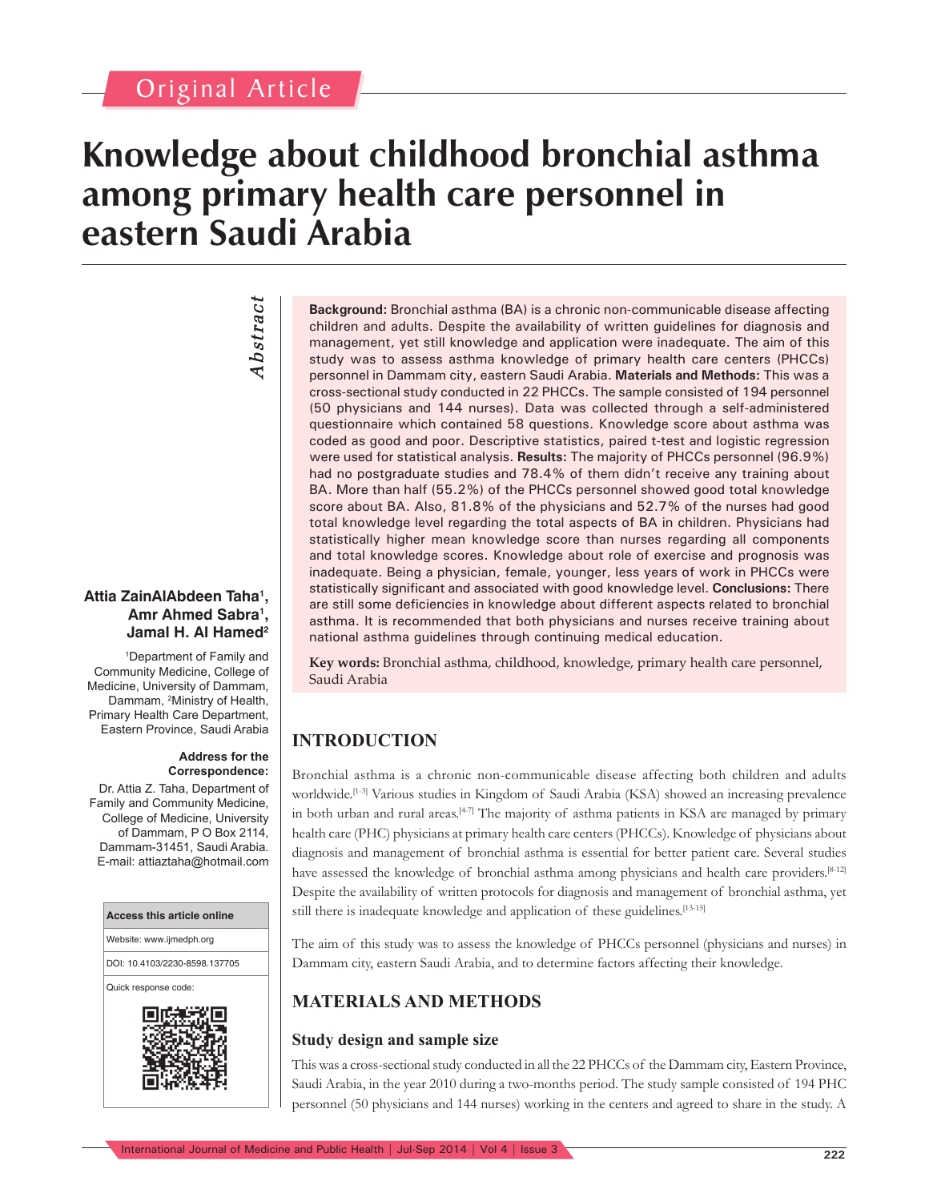Original Article

# Knowledge about childhood bronchial asthma among primary health care personnel in eastern Saudi Arabia

## Abstract

**Background:** Bronchial asthma (BA) is a chronic non-communicable disease affecting children and adults. Despite the availability of written guidelines for diagnosis and management, yet still knowledge and application were inadequate. The aim of this study was to assess asthma knowledge of primary health care centers (PHCCs) personnel in Dammam city, eastern Saudi Arabia. **Materials and Methods:** This was a cross-sectional study conducted in 22 PHCCs. The sample consisted of 194 personnel (50 physicians and 144 nurses). Data was collected through a self-administered questionnaire which contained 58 questions. Knowledge score about asthma was coded as good and poor. Descriptive statistics, paired t-test and logistic regression were used for statistical analysis. **Results:** The majority of PHCCs personnel (96.9%) had no postgraduate studies and 78.4% of them didn't receive any training about BA. More than half (55.2%) of the PHCCs personnel showed good total knowledge score about BA. Also, 81.8% of the physicians and 52.7% of the nurses had good total knowledge level regarding the total aspects of BA in children. Physicians had statistically higher mean knowledge score than nurses regarding all components and total knowledge scores. Knowledge about role of exercise and prognosis was inadequate. Being a physician, female, younger, less years of work in PHCCs were statistically significant and associated with good knowledge level. **Conclusions:** There are still some deficiencies in knowledge about different aspects related to bronchial asthma. It is recommended that both physicians and nurses receive training about national asthma guidelines through continuing medical education.

**Key words:** Bronchial asthma, childhood, knowledge, primary health care personnel, Saudi Arabia

**Attia ZainAlAbdeen Taha[1], Amr Ahmed Sabra[1], Jamal H. Al Hamed[2]**

[1]Department of Family and Community Medicine, College of Medicine, University of Dammam, Dammam, [2]Ministry of Health, Primary Health Care Department, Eastern Province, Saudi Arabia

**Address for the Correspondence:**
Dr. Attia Z. Taha, Department of Family and Community Medicine, College of Medicine, University of Dammam, P O Box 2114, Dammam-31451, Saudi Arabia.
E-mail: attiaztaha@hotmail.com

| Access this article online |
|---|
| Website: www.ijmedph.org |
| DOI: 10.4103/2230-8598.137705 |
| Quick response code: |

## INTRODUCTION

Bronchial asthma is a chronic non-communicable disease affecting both children and adults worldwide.[1-3] Various studies in Kingdom of Saudi Arabia (KSA) showed an increasing prevalence in both urban and rural areas.[4-7] The majority of asthma patients in KSA are managed by primary health care (PHC) physicians at primary health care centers (PHCCs). Knowledge of physicians about diagnosis and management of bronchial asthma is essential for better patient care. Several studies have assessed the knowledge of bronchial asthma among physicians and health care providers.[8-12] Despite the availability of written protocols for diagnosis and management of bronchial asthma, yet still there is inadequate knowledge and application of these guidelines.[13-15]

The aim of this study was to assess the knowledge of PHCCs personnel (physicians and nurses) in Dammam city, eastern Saudi Arabia, and to determine factors affecting their knowledge.

## MATERIALS AND METHODS

### Study design and sample size

This was a cross-sectional study conducted in all the 22 PHCCs of the Dammam city, Eastern Province, Saudi Arabia, in the year 2010 during a two-months period. The study sample consisted of 194 PHC personnel (50 physicians and 144 nurses) working in the centers and agreed to share in the study. A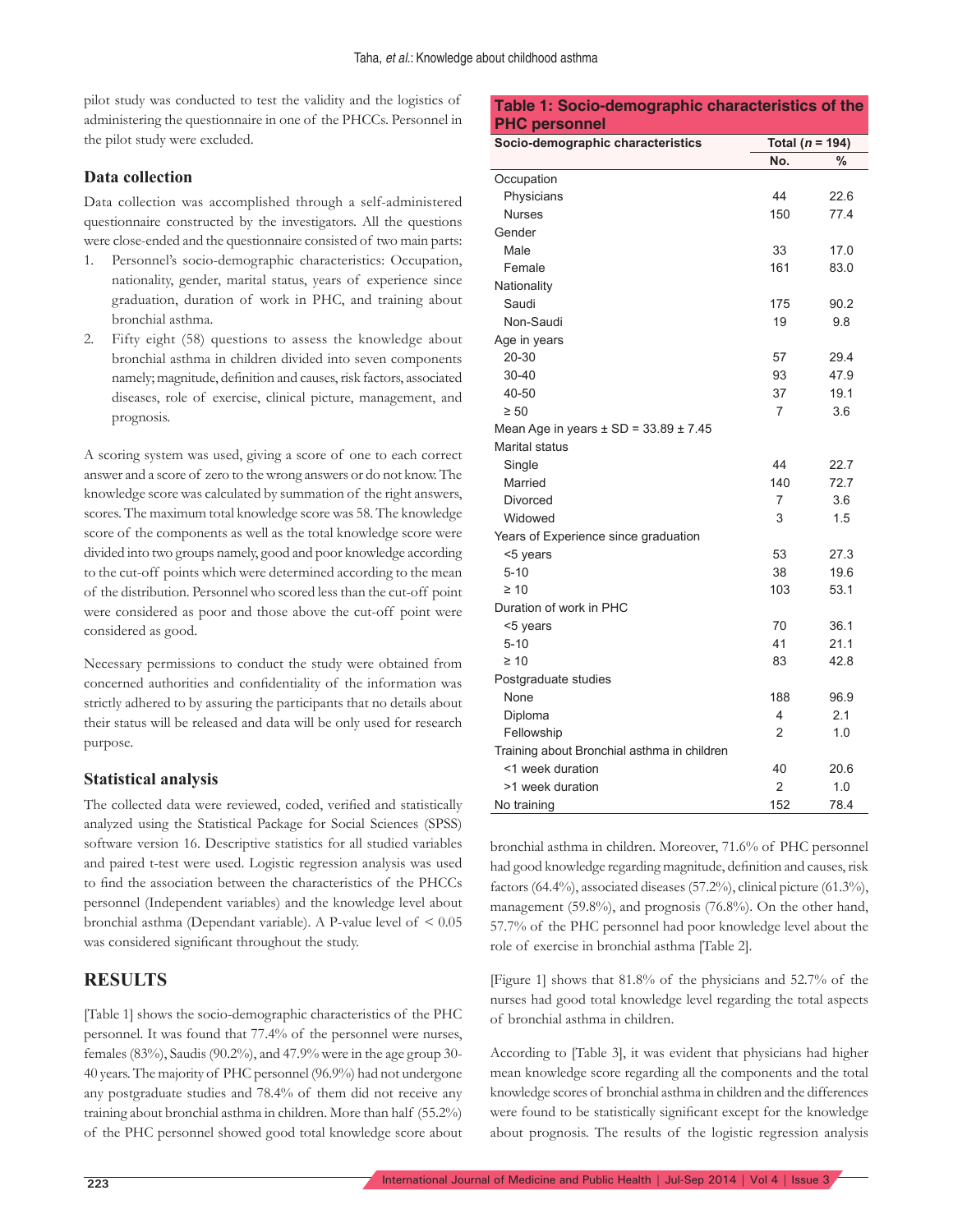pilot study was conducted to test the validity and the logistics of administering the questionnaire in one of the PHCCs. Personnel in the pilot study were excluded.

### Data collection

Data collection was accomplished through a self-administered questionnaire constructed by the investigators. All the questions were close-ended and the questionnaire consisted of two main parts:

1. Personnel's socio-demographic characteristics: Occupation, nationality, gender, marital status, years of experience since graduation, duration of work in PHC, and training about bronchial asthma.
2. Fifty eight (58) questions to assess the knowledge about bronchial asthma in children divided into seven components namely; magnitude, definition and causes, risk factors, associated diseases, role of exercise, clinical picture, management, and prognosis.

A scoring system was used, giving a score of one to each correct answer and a score of zero to the wrong answers or do not know. The knowledge score was calculated by summation of the right answers, scores. The maximum total knowledge score was 58. The knowledge score of the components as well as the total knowledge score were divided into two groups namely, good and poor knowledge according to the cut-off points which were determined according to the mean of the distribution. Personnel who scored less than the cut-off point were considered as poor and those above the cut-off point were considered as good.

Necessary permissions to conduct the study were obtained from concerned authorities and confidentiality of the information was strictly adhered to by assuring the participants that no details about their status will be released and data will be only used for research purpose.

### Statistical analysis

The collected data were reviewed, coded, verified and statistically analyzed using the Statistical Package for Social Sciences (SPSS) software version 16. Descriptive statistics for all studied variables and paired t-test were used. Logistic regression analysis was used to find the association between the characteristics of the PHCCs personnel (Independent variables) and the knowledge level about bronchial asthma (Dependant variable). A P-value level of $< 0.05$ was considered significant throughout the study.

## RESULTS

[Table 1] shows the socio-demographic characteristics of the PHC personnel. It was found that 77.4% of the personnel were nurses, females (83%), Saudis (90.2%), and 47.9% were in the age group 30-40 years. The majority of PHC personnel (96.9%) had not undergone any postgraduate studies and 78.4% of them did not receive any training about bronchial asthma in children. More than half (55.2%) of the PHC personnel showed good total knowledge score about bronchial asthma in children. Moreover, 71.6% of PHC personnel had good knowledge regarding magnitude, definition and causes, risk factors (64.4%), associated diseases (57.2%), clinical picture (61.3%), management (59.8%), and prognosis (76.8%). On the other hand, 57.7% of the PHC personnel had poor knowledge level about the role of exercise in bronchial asthma [Table 2].

[Figure 1] shows that 81.8% of the physicians and 52.7% of the nurses had good total knowledge level regarding the total aspects of bronchial asthma in children.

According to [Table 3], it was evident that physicians had higher mean knowledge score regarding all the components and the total knowledge scores of bronchial asthma in children and the differences were found to be statistically significant except for the knowledge about prognosis. The results of the logistic regression analysis

**Table 1: Socio-demographic characteristics of the PHC personnel**

| Socio-demographic characteristics | Total ($n$ = 194) | |
|---|---|---|
| | No. | % |
| Occupation | | |
| Physicians | 44 | 22.6 |
| Nurses | 150 | 77.4 |
| Gender | | |
| Male | 33 | 17.0 |
| Female | 161 | 83.0 |
| Nationality | | |
| Saudi | 175 | 90.2 |
| Non-Saudi | 19 | 9.8 |
| Age in years | | |
| 20-30 | 57 | 29.4 |
| 30-40 | 93 | 47.9 |
| 40-50 | 37 | 19.1 |
| ≥ 50 | 7 | 3.6 |
| Mean Age in years ± SD = 33.89 ± 7.45 | | |
| Marital status | | |
| Single | 44 | 22.7 |
| Married | 140 | 72.7 |
| Divorced | 7 | 3.6 |
| Widowed | 3 | 1.5 |
| Years of Experience since graduation | | |
| <5 years | 53 | 27.3 |
| 5-10 | 38 | 19.6 |
| ≥ 10 | 103 | 53.1 |
| Duration of work in PHC | | |
| <5 years | 70 | 36.1 |
| 5-10 | 41 | 21.1 |
| ≥ 10 | 83 | 42.8 |
| Postgraduate studies | | |
| None | 188 | 96.9 |
| Diploma | 4 | 2.1 |
| Fellowship | 2 | 1.0 |
| Training about Bronchial asthma in children | | |
| <1 week duration | 40 | 20.6 |
| >1 week duration | 2 | 1.0 |
| No training | 152 | 78.4 |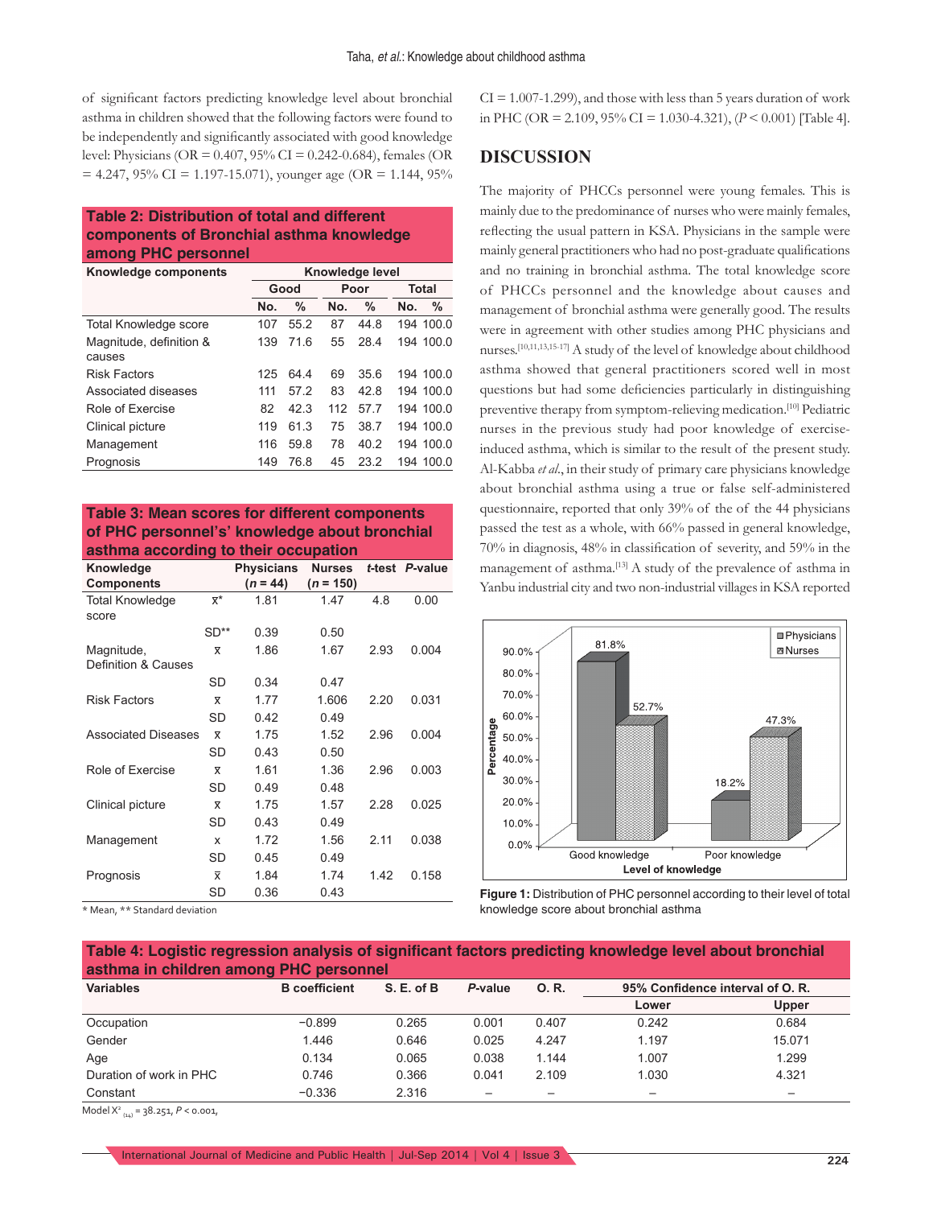of significant factors predicting knowledge level about bronchial asthma in children showed that the following factors were found to be independently and significantly associated with good knowledge level: Physicians (OR = 0.407, 95% CI = 0.242-0.684), females (OR = 4.247, 95% CI = 1.197-15.071), younger age (OR = 1.144, 95% CI = 1.007-1.299), and those with less than 5 years duration of work in PHC (OR = 2.109, 95% CI = 1.030-4.321), ($P < 0.001$) [Table 4].

**Table 2: Distribution of total and different components of Bronchial asthma knowledge among PHC personnel**

| Knowledge components | Knowledge level | | | | | |
|---|---|---|---|---|---|---|
| | Good | | Poor | | Total | |
| | No. | % | No. | % | No. | % |
| Total Knowledge score | 107 | 55.2 | 87 | 44.8 | 194 | 100.0 |
| Magnitude, definition & causes | 139 | 71.6 | 55 | 28.4 | 194 | 100.0 |
| Risk Factors | 125 | 64.4 | 69 | 35.6 | 194 | 100.0 |
| Associated diseases | 111 | 57.2 | 83 | 42.8 | 194 | 100.0 |
| Role of Exercise | 82 | 42.3 | 112 | 57.7 | 194 | 100.0 |
| Clinical picture | 119 | 61.3 | 75 | 38.7 | 194 | 100.0 |
| Management | 116 | 59.8 | 78 | 40.2 | 194 | 100.0 |
| Prognosis | 149 | 76.8 | 45 | 23.2 | 194 | 100.0 |

**Table 3: Mean scores for different components of PHC personnel's' knowledge about bronchial asthma according to their occupation**

| Knowledge Components | | Physicians ($n$ = 44) | Nurses ($n$ = 150) | $t$-test | $P$-value |
|---|---|---|---|---|---|
| Total Knowledge score | $\bar{x}$* | 1.81 | 1.47 | 4.8 | 0.00 |
| | SD** | 0.39 | 0.50 | | |
| Magnitude, Definition & Causes | $\bar{x}$ | 1.86 | 1.67 | 2.93 | 0.004 |
| | SD | 0.34 | 0.47 | | |
| Risk Factors | $\bar{x}$ | 1.77 | 1.606 | 2.20 | 0.031 |
| | SD | 0.42 | 0.49 | | |
| Associated Diseases | $\bar{x}$ | 1.75 | 1.52 | 2.96 | 0.004 |
| | SD | 0.43 | 0.50 | | |
| Role of Exercise | $\bar{x}$ | 1.61 | 1.36 | 2.96 | 0.003 |
| | SD | 0.49 | 0.48 | | |
| Clinical picture | $\bar{x}$ | 1.75 | 1.57 | 2.28 | 0.025 |
| | SD | 0.43 | 0.49 | | |
| Management | x | 1.72 | 1.56 | 2.11 | 0.038 |
| | SD | 0.45 | 0.49 | | |
| Prognosis | $\bar{x}$ | 1.84 | 1.74 | 1.42 | 0.158 |
| | SD | 0.36 | 0.43 | | |

\* Mean, ** Standard deviation

## DISCUSSION

The majority of PHCCs personnel were young females. This is mainly due to the predominance of nurses who were mainly females, reflecting the usual pattern in KSA. Physicians in the sample were mainly general practitioners who had no post-graduate qualifications and no training in bronchial asthma. The total knowledge score of PHCCs personnel and the knowledge about causes and management of bronchial asthma were generally good. The results were in agreement with other studies among PHC physicians and nurses.[10,11,13,15-17] A study of the level of knowledge about childhood asthma showed that general practitioners scored well in most questions but had some deficiencies particularly in distinguishing preventive therapy from symptom-relieving medication.[10] Pediatric nurses in the previous study had poor knowledge of exercise-induced asthma, which is similar to the result of the present study. Al-Kabba *et al.*, in their study of primary care physicians knowledge about bronchial asthma using a true or false self-administered questionnaire, reported that only 39% of the of the 44 physicians passed the test as a whole, with 66% passed in general knowledge, 70% in diagnosis, 48% in classification of severity, and 59% in the management of asthma.[13] A study of the prevalence of asthma in Yanbu industrial city and two non-industrial villages in KSA reported

**Figure 1:** Distribution of PHC personnel according to their level of total knowledge score about bronchial asthma

**Table 4: Logistic regression analysis of significant factors predicting knowledge level about bronchial asthma in children among PHC personnel**

| Variables | B coefficient | S. E. of B | $P$-value | O. R. | 95% Confidence interval of O. R. | |
|---|---|---|---|---|---|---|
| | | | | | Lower | Upper |
| Occupation | −0.899 | 0.265 | 0.001 | 0.407 | 0.242 | 0.684 |
| Gender | 1.446 | 0.646 | 0.025 | 4.247 | 1.197 | 15.071 |
| Age | 0.134 | 0.065 | 0.038 | 1.144 | 1.007 | 1.299 |
| Duration of work in PHC | 0.746 | 0.366 | 0.041 | 2.109 | 1.030 | 4.321 |
| Constant | −0.336 | 2.316 | – | – | – | – |

Model $X^2_{(14)} = 38.251$, $P < 0.001$,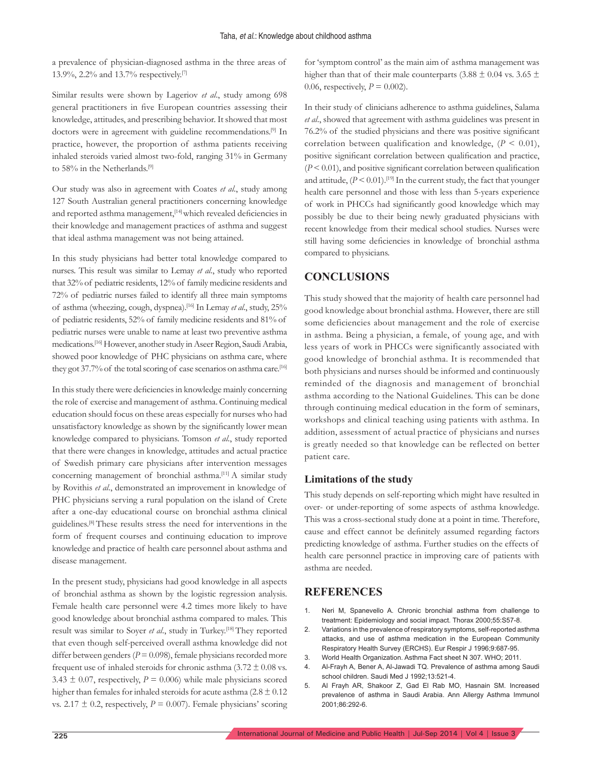a prevalence of physician-diagnosed asthma in the three areas of 13.9%, 2.2% and 13.7% respectively.[7]

Similar results were shown by Lageriov *et al*., study among 698 general practitioners in five European countries assessing their knowledge, attitudes, and prescribing behavior. It showed that most doctors were in agreement with guideline recommendations.[9] In practice, however, the proportion of asthma patients receiving inhaled steroids varied almost two-fold, ranging 31% in Germany to 58% in the Netherlands.[9]

Our study was also in agreement with Coates *et al*., study among 127 South Australian general practitioners concerning knowledge and reported asthma management,[14] which revealed deficiencies in their knowledge and management practices of asthma and suggest that ideal asthma management was not being attained.

In this study physicians had better total knowledge compared to nurses. This result was similar to Lemay *et al*., study who reported that 32% of pediatric residents, 12% of family medicine residents and 72% of pediatric nurses failed to identify all three main symptoms of asthma (wheezing, cough, dyspnea).[16] In Lemay *et al*., study, 25% of pediatric residents, 52% of family medicine residents and 81% of pediatric nurses were unable to name at least two preventive asthma medications.[16] However, another study in Aseer Region, Saudi Arabia, showed poor knowledge of PHC physicians on asthma care, where they got 37.7% of the total scoring of case scenarios on asthma care.[16]

In this study there were deficiencies in knowledge mainly concerning the role of exercise and management of asthma. Continuing medical education should focus on these areas especially for nurses who had unsatisfactory knowledge as shown by the significantly lower mean knowledge compared to physicians. Tomson *et al*., study reported that there were changes in knowledge, attitudes and actual practice of Swedish primary care physicians after intervention messages concerning management of bronchial asthma.[11] A similar study by Rovithis *et al*., demonstrated an improvement in knowledge of PHC physicians serving a rural population on the island of Crete after a one-day educational course on bronchial asthma clinical guidelines.[8] These results stress the need for interventions in the form of frequent courses and continuing education to improve knowledge and practice of health care personnel about asthma and disease management.

In the present study, physicians had good knowledge in all aspects of bronchial asthma as shown by the logistic regression analysis. Female health care personnel were 4.2 times more likely to have good knowledge about bronchial asthma compared to males. This result was similar to Soyer *et al*., study in Turkey.[18] They reported that even though self-perceived overall asthma knowledge did not differ between genders ($P = 0.098$), female physicians recorded more frequent use of inhaled steroids for chronic asthma ($3.72 \pm 0.08$ vs. $3.43 \pm 0.07$, respectively, $P = 0.006$) while male physicians scored higher than females for inhaled steroids for acute asthma ($2.8 \pm 0.12$ vs. $2.17 \pm 0.2$, respectively, $P = 0.007$). Female physicians' scoring for 'symptom control' as the main aim of asthma management was higher than that of their male counterparts ($3.88 \pm 0.04$ vs. $3.65 \pm 0.06$, respectively, $P = 0.002$).

In their study of clinicians adherence to asthma guidelines, Salama *et al*., showed that agreement with asthma guidelines was present in 76.2% of the studied physicians and there was positive significant correlation between qualification and knowledge, ($P < 0.01$), positive significant correlation between qualification and practice, ($P < 0.01$), and positive significant correlation between qualification and attitude, ($P < 0.01$).[19] In the current study, the fact that younger health care personnel and those with less than 5-years experience of work in PHCCs had significantly good knowledge which may possibly be due to their being newly graduated physicians with recent knowledge from their medical school studies. Nurses were still having some deficiencies in knowledge of bronchial asthma compared to physicians.

## CONCLUSIONS

This study showed that the majority of health care personnel had good knowledge about bronchial asthma. However, there are still some deficiencies about management and the role of exercise in asthma. Being a physician, a female, of young age, and with less years of work in PHCCs were significantly associated with good knowledge of bronchial asthma. It is recommended that both physicians and nurses should be informed and continuously reminded of the diagnosis and management of bronchial asthma according to the National Guidelines. This can be done through continuing medical education in the form of seminars, workshops and clinical teaching using patients with asthma. In addition, assessment of actual practice of physicians and nurses is greatly needed so that knowledge can be reflected on better patient care.

### Limitations of the study

This study depends on self-reporting which might have resulted in over- or under-reporting of some aspects of asthma knowledge. This was a cross-sectional study done at a point in time. Therefore, cause and effect cannot be definitely assumed regarding factors predicting knowledge of asthma. Further studies on the effects of health care personnel practice in improving care of patients with asthma are needed.

## REFERENCES

1. Neri M, Spanevello A. Chronic bronchial asthma from challenge to treatment: Epidemiology and social impact. Thorax 2000;55:S57-8.
2. Variations in the prevalence of respiratory symptoms, self-reported asthma attacks, and use of asthma medication in the European Community Respiratory Health Survey (ERCHS). Eur Respir J 1996;9:687-95.
3. World Health Organization. Asthma Fact sheet N 307. WHO; 2011.
4. Al-Frayh A, Bener A, Al-Jawadi TQ. Prevalence of asthma among Saudi school children. Saudi Med J 1992;13:521-4.
5. Al Frayh AR, Shakoor Z, Gad El Rab MO, Hasnain SM. Increased prevalence of asthma in Saudi Arabia. Ann Allergy Asthma Immunol 2001;86:292-6.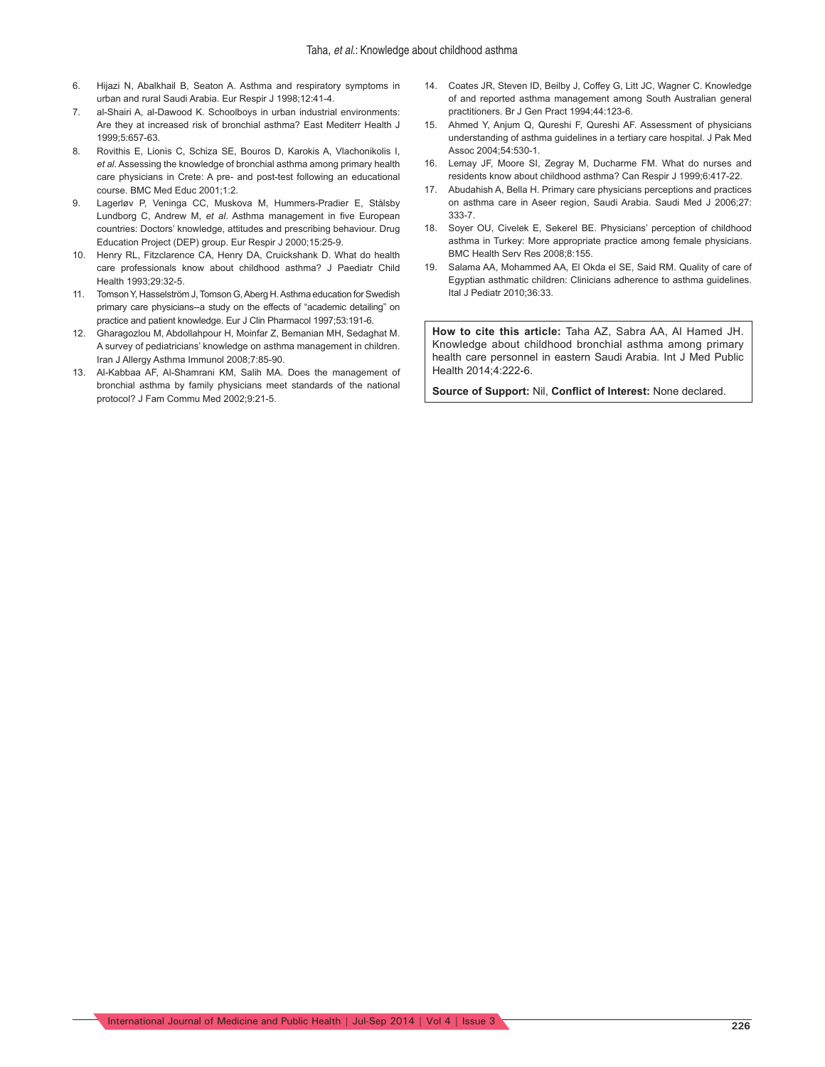6. Hijazi N, Abalkhail B, Seaton A. Asthma and respiratory symptoms in urban and rural Saudi Arabia. Eur Respir J 1998;12:41-4.
7. al-Shairi A, al-Dawood K. Schoolboys in urban industrial environments: Are they at increased risk of bronchial asthma? East Mediterr Health J 1999;5:657-63.
8. Rovithis E, Lionis C, Schiza SE, Bouros D, Karokis A, Vlachonikolis I, *et al*. Assessing the knowledge of bronchial asthma among primary health care physicians in Crete: A pre- and post-test following an educational course. BMC Med Educ 2001;1:2.
9. Lagerløv P, Veninga CC, Muskova M, Hummers-Pradier E, Stålsby Lundborg C, Andrew M, *et al*. Asthma management in five European countries: Doctors' knowledge, attitudes and prescribing behaviour. Drug Education Project (DEP) group. Eur Respir J 2000;15:25-9.
10. Henry RL, Fitzclarence CA, Henry DA, Cruickshank D. What do health care professionals know about childhood asthma? J Paediatr Child Health 1993;29:32-5.
11. Tomson Y, Hasselström J, Tomson G, Aberg H. Asthma education for Swedish primary care physicians--a study on the effects of "academic detailing" on practice and patient knowledge. Eur J Clin Pharmacol 1997;53:191-6.
12. Gharagozlou M, Abdollahpour H, Moinfar Z, Bemanian MH, Sedaghat M. A survey of pediatricians' knowledge on asthma management in children. Iran J Allergy Asthma Immunol 2008;7:85-90.
13. Al-Kabbaa AF, Al-Shamrani KM, Salih MA. Does the management of bronchial asthma by family physicians meet standards of the national protocol? J Fam Commu Med 2002;9:21-5.
14. Coates JR, Steven ID, Beilby J, Coffey G, Litt JC, Wagner C. Knowledge of and reported asthma management among South Australian general practitioners. Br J Gen Pract 1994;44:123-6.
15. Ahmed Y, Anjum Q, Qureshi F, Qureshi AF. Assessment of physicians understanding of asthma guidelines in a tertiary care hospital. J Pak Med Assoc 2004;54:530-1.
16. Lemay JF, Moore SI, Zegray M, Ducharme FM. What do nurses and residents know about childhood asthma? Can Respir J 1999;6:417-22.
17. Abudahish A, Bella H. Primary care physicians perceptions and practices on asthma care in Aseer region, Saudi Arabia. Saudi Med J 2006;27:333-7.
18. Soyer OU, Civelek E, Sekerel BE. Physicians' perception of childhood asthma in Turkey: More appropriate practice among female physicians. BMC Health Serv Res 2008;8:155.
19. Salama AA, Mohammed AA, El Okda el SE, Said RM. Quality of care of Egyptian asthmatic children: Clinicians adherence to asthma guidelines. Ital J Pediatr 2010;36:33.

**How to cite this article:** Taha AZ, Sabra AA, Al Hamed JH. Knowledge about childhood bronchial asthma among primary health care personnel in eastern Saudi Arabia. Int J Med Public Health 2014;4:222-6.

**Source of Support:** Nil, **Conflict of Interest:** None declared.